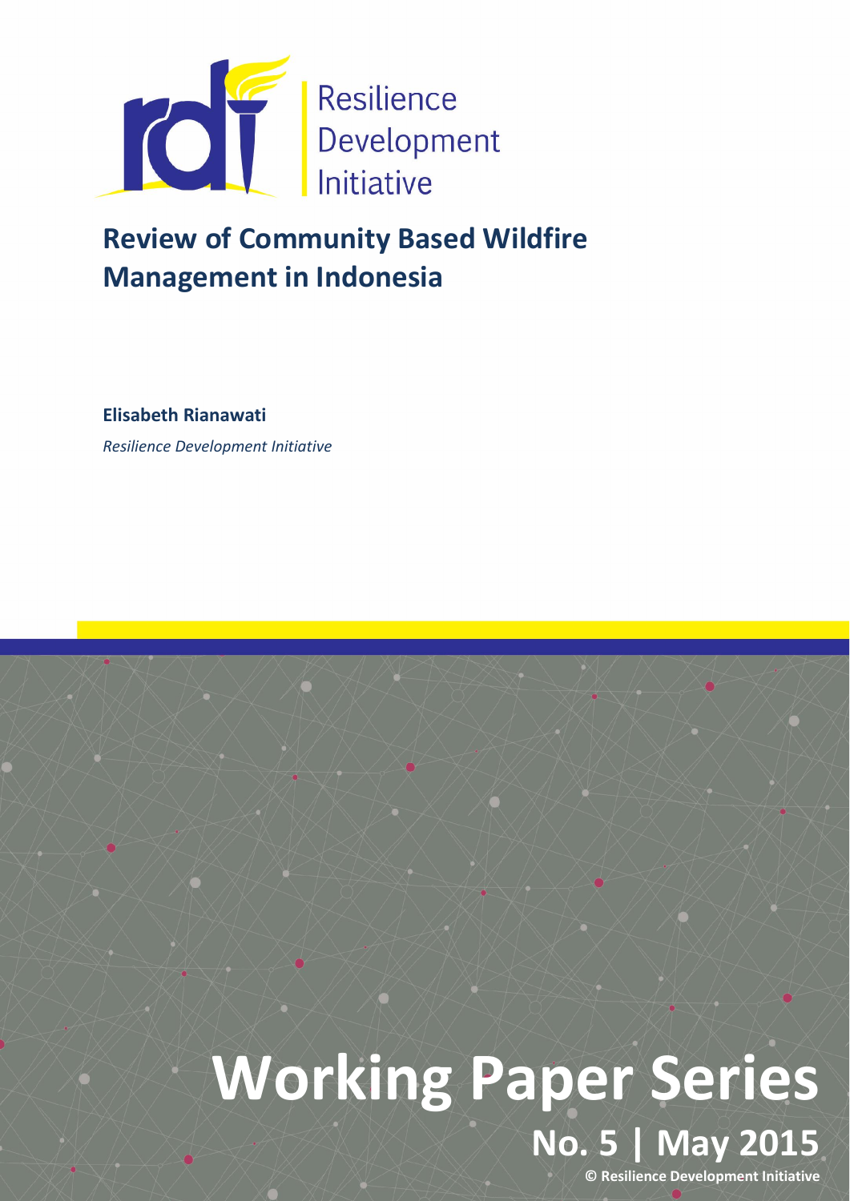Resilience Development Initiative

# Review of Community Based Wildfire Management in Indonesia

**Elisabeth Rianawati**

*Resilience Development Initiative*

**Working Paper Series**

**No. 5 | May 2015**

**© Resilience Development Initiative**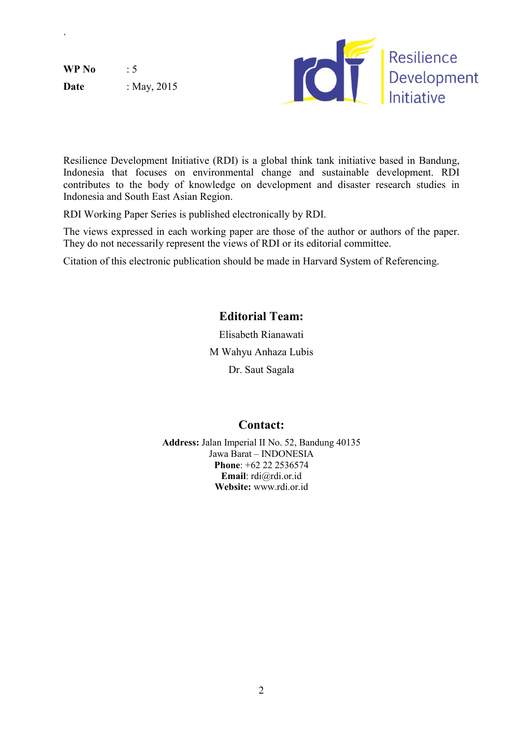**WP No** : 5

**Date** : May, 2015

Resilience Development Initiative

Resilience Development Initiative (RDI) is a global think tank initiative based in Bandung, Indonesia that focuses on environmental change and sustainable development. RDI contributes to the body of knowledge on development and disaster research studies in Indonesia and South East Asian Region.

RDI Working Paper Series is published electronically by RDI.

The views expressed in each working paper are those of the author or authors of the paper. They do not necessarily represent the views of RDI or its editorial committee.

Citation of this electronic publication should be made in Harvard System of Referencing.

## Editorial Team:

Elisabeth Rianawati

M Wahyu Anhaza Lubis

Dr. Saut Sagala

## Contact:

**Address:** Jalan Imperial II No. 52, Bandung 40135
Jawa Barat – INDONESIA
**Phone**: +62 22 2536574
**Email**: rdi@rdi.or.id
**Website:** www.rdi.or.id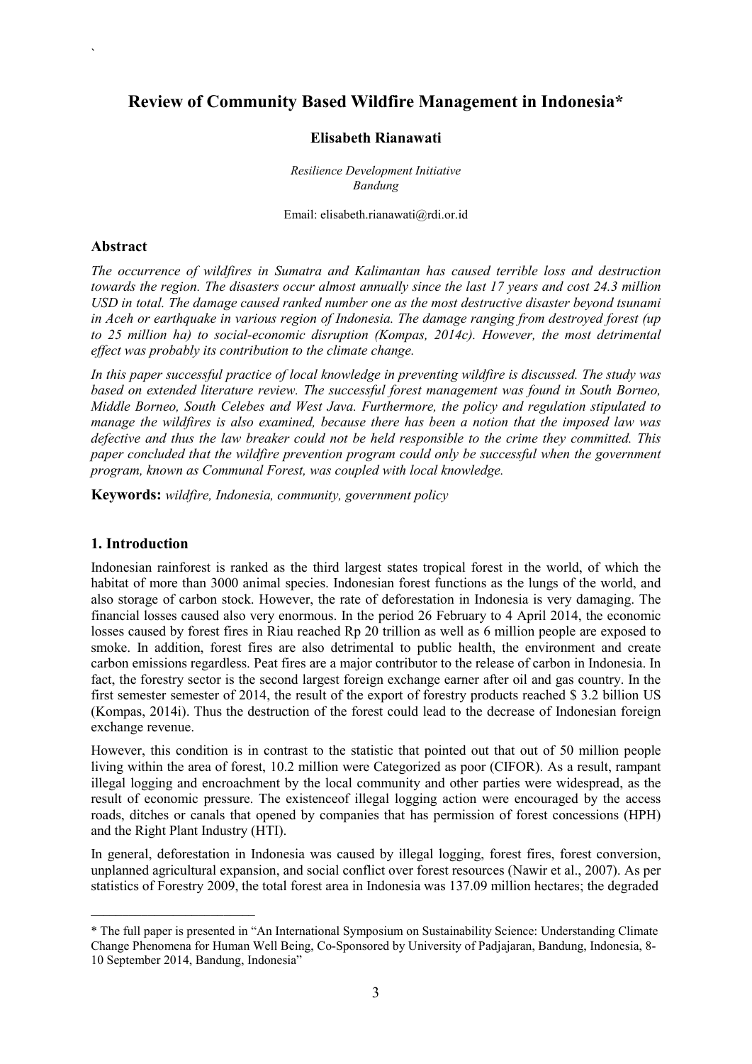# Review of Community Based Wildfire Management in Indonesia*

**Elisabeth Rianawati**

*Resilience Development Initiative*
*Bandung*

Email: elisabeth.rianawati@rdi.or.id

## Abstract

*The occurrence of wildfires in Sumatra and Kalimantan has caused terrible loss and destruction towards the region. The disasters occur almost annually since the last 17 years and cost 24.3 million USD in total. The damage caused ranked number one as the most destructive disaster beyond tsunami in Aceh or earthquake in various region of Indonesia. The damage ranging from destroyed forest (up to 25 million ha) to social-economic disruption (Kompas, 2014c). However, the most detrimental effect was probably its contribution to the climate change.*

*In this paper successful practice of local knowledge in preventing wildfire is discussed. The study was based on extended literature review. The successful forest management was found in South Borneo, Middle Borneo, South Celebes and West Java. Furthermore, the policy and regulation stipulated to manage the wildfires is also examined, because there has been a notion that the imposed law was defective and thus the law breaker could not be held responsible to the crime they committed. This paper concluded that the wildfire prevention program could only be successful when the government program, known as Communal Forest, was coupled with local knowledge.*

**Keywords:** *wildfire, Indonesia, community, government policy*

## 1. Introduction

Indonesian rainforest is ranked as the third largest states tropical forest in the world, of which the habitat of more than 3000 animal species. Indonesian forest functions as the lungs of the world, and also storage of carbon stock. However, the rate of deforestation in Indonesia is very damaging. The financial losses caused also very enormous. In the period 26 February to 4 April 2014, the economic losses caused by forest fires in Riau reached Rp 20 trillion as well as 6 million people are exposed to smoke. In addition, forest fires are also detrimental to public health, the environment and create carbon emissions regardless. Peat fires are a major contributor to the release of carbon in Indonesia. In fact, the forestry sector is the second largest foreign exchange earner after oil and gas country. In the first semester semester of 2014, the result of the export of forestry products reached $ 3.2 billion US (Kompas, 2014i). Thus the destruction of the forest could lead to the decrease of Indonesian foreign exchange revenue.

However, this condition is in contrast to the statistic that pointed out that out of 50 million people living within the area of forest, 10.2 million were Categorized as poor (CIFOR). As a result, rampant illegal logging and encroachment by the local community and other parties were widespread, as the result of economic pressure. The existenceof illegal logging action were encouraged by the access roads, ditches or canals that opened by companies that has permission of forest concessions (HPH) and the Right Plant Industry (HTI).

In general, deforestation in Indonesia was caused by illegal logging, forest fires, forest conversion, unplanned agricultural expansion, and social conflict over forest resources (Nawir et al., 2007). As per statistics of Forestry 2009, the total forest area in Indonesia was 137.09 million hectares; the degraded

---

* The full paper is presented in "An International Symposium on Sustainability Science: Understanding Climate Change Phenomena for Human Well Being, Co-Sponsored by University of Padjajaran, Bandung, Indonesia, 8-10 September 2014, Bandung, Indonesia"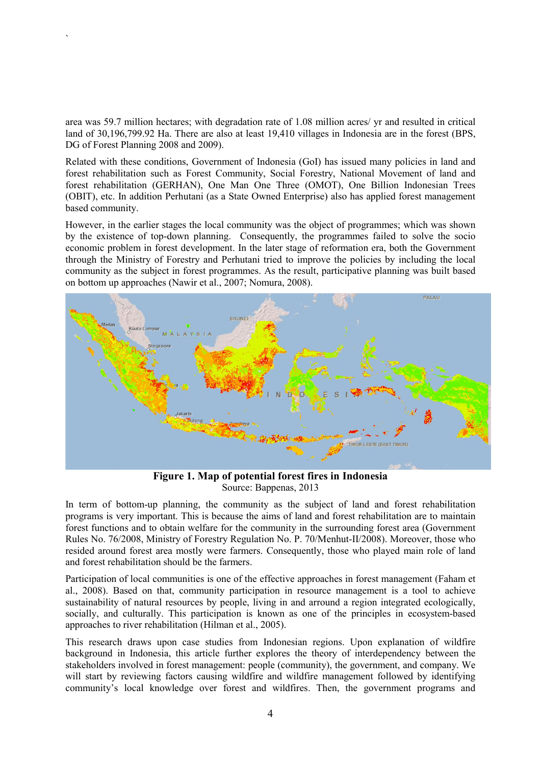area was 59.7 million hectares; with degradation rate of 1.08 million acres/ yr and resulted in critical land of 30,196,799.92 Ha. There are also at least 19,410 villages in Indonesia are in the forest (BPS, DG of Forest Planning 2008 and 2009).

Related with these conditions, Government of Indonesia (GoI) has issued many policies in land and forest rehabilitation such as Forest Community, Social Forestry, National Movement of land and forest rehabilitation (GERHAN), One Man One Three (OMOT), One Billion Indonesian Trees (OBIT), etc. In addition Perhutani (as a State Owned Enterprise) also has applied forest management based community.

However, in the earlier stages the local community was the object of programmes; which was shown by the existence of top-down planning. Consequently, the programmes failed to solve the socio economic problem in forest development. In the later stage of reformation era, both the Government through the Ministry of Forestry and Perhutani tried to improve the policies by including the local community as the subject in forest programmes. As the result, participative planning was built based on bottom up approaches (Nawir et al., 2007; Nomura, 2008).

**Figure 1. Map of potential forest fires in Indonesia**
Source: Bappenas, 2013

In term of bottom-up planning, the community as the subject of land and forest rehabilitation programs is very important. This is because the aims of land and forest rehabilitation are to maintain forest functions and to obtain welfare for the community in the surrounding forest area (Government Rules No. 76/2008, Ministry of Forestry Regulation No. P. 70/Menhut-II/2008). Moreover, those who resided around forest area mostly were farmers. Consequently, those who played main role of land and forest rehabilitation should be the farmers.

Participation of local communities is one of the effective approaches in forest management (Faham et al., 2008). Based on that, community participation in resource management is a tool to achieve sustainability of natural resources by people, living in and arround a region integrated ecologically, socially, and culturally. This participation is known as one of the principles in ecosystem-based approaches to river rehabilitation (Hilman et al., 2005).

This research draws upon case studies from Indonesian regions. Upon explanation of wildfire background in Indonesia, this article further explores the theory of interdependency between the stakeholders involved in forest management: people (community), the government, and company. We will start by reviewing factors causing wildfire and wildfire management followed by identifying community's local knowledge over forest and wildfires. Then, the government programs and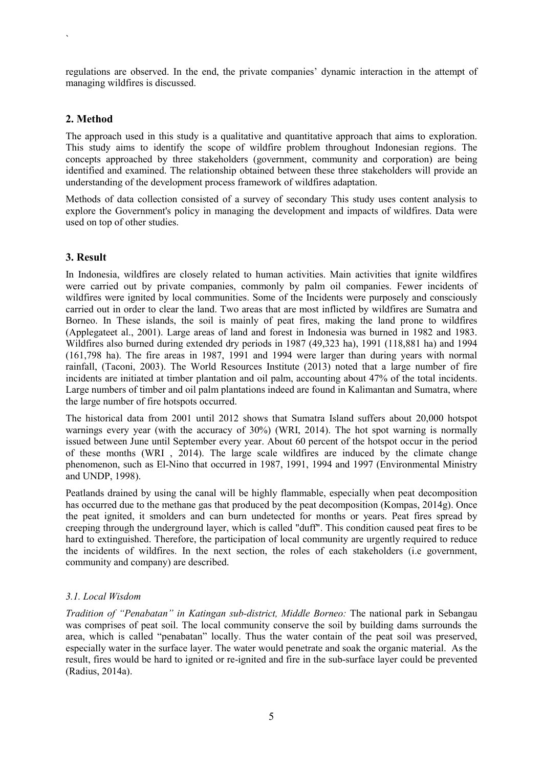regulations are observed. In the end, the private companies' dynamic interaction in the attempt of managing wildfires is discussed.

## 2. Method

The approach used in this study is a qualitative and quantitative approach that aims to exploration. This study aims to identify the scope of wildfire problem throughout Indonesian regions. The concepts approached by three stakeholders (government, community and corporation) are being identified and examined. The relationship obtained between these three stakeholders will provide an understanding of the development process framework of wildfires adaptation.

Methods of data collection consisted of a survey of secondary This study uses content analysis to explore the Government's policy in managing the development and impacts of wildfires. Data were used on top of other studies.

## 3. Result

In Indonesia, wildfires are closely related to human activities. Main activities that ignite wildfires were carried out by private companies, commonly by palm oil companies. Fewer incidents of wildfires were ignited by local communities. Some of the Incidents were purposely and consciously carried out in order to clear the land. Two areas that are most inflicted by wildfires are Sumatra and Borneo. In These islands, the soil is mainly of peat fires, making the land prone to wildfires (Applegateet al., 2001). Large areas of land and forest in Indonesia was burned in 1982 and 1983. Wildfires also burned during extended dry periods in 1987 (49,323 ha), 1991 (118,881 ha) and 1994 (161,798 ha). The fire areas in 1987, 1991 and 1994 were larger than during years with normal rainfall, (Taconi, 2003). The World Resources Institute (2013) noted that a large number of fire incidents are initiated at timber plantation and oil palm, accounting about 47% of the total incidents. Large numbers of timber and oil palm plantations indeed are found in Kalimantan and Sumatra, where the large number of fire hotspots occurred.

The historical data from 2001 until 2012 shows that Sumatra Island suffers about 20,000 hotspot warnings every year (with the accuracy of 30%) (WRI, 2014). The hot spot warning is normally issued between June until September every year. About 60 percent of the hotspot occur in the period of these months (WRI , 2014). The large scale wildfires are induced by the climate change phenomenon, such as El-Nino that occurred in 1987, 1991, 1994 and 1997 (Environmental Ministry and UNDP, 1998).

Peatlands drained by using the canal will be highly flammable, especially when peat decomposition has occurred due to the methane gas that produced by the peat decomposition (Kompas, 2014g). Once the peat ignited, it smolders and can burn undetected for months or years. Peat fires spread by creeping through the underground layer, which is called "duff". This condition caused peat fires to be hard to extinguished. Therefore, the participation of local community are urgently required to reduce the incidents of wildfires. In the next section, the roles of each stakeholders (i.e government, community and company) are described.

### *3.1. Local Wisdom*

*Tradition of "Penabatan" in Katingan sub-district, Middle Borneo:* The national park in Sebangau was comprises of peat soil. The local community conserve the soil by building dams surrounds the area, which is called "penabatan" locally. Thus the water contain of the peat soil was preserved, especially water in the surface layer. The water would penetrate and soak the organic material. As the result, fires would be hard to ignited or re-ignited and fire in the sub-surface layer could be prevented (Radius, 2014a).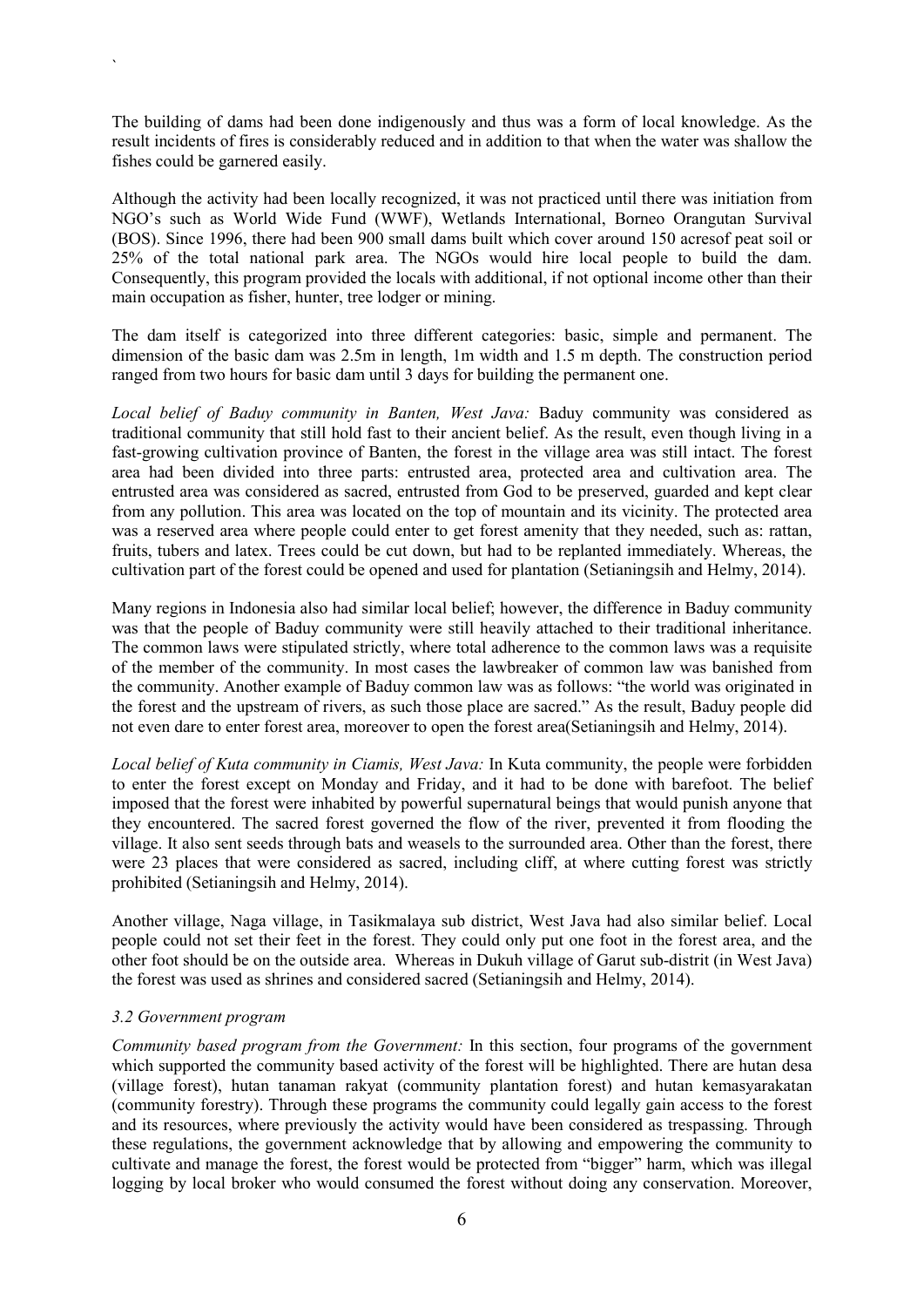The building of dams had been done indigenously and thus was a form of local knowledge. As the result incidents of fires is considerably reduced and in addition to that when the water was shallow the fishes could be garnered easily.

Although the activity had been locally recognized, it was not practiced until there was initiation from NGO's such as World Wide Fund (WWF), Wetlands International, Borneo Orangutan Survival (BOS). Since 1996, there had been 900 small dams built which cover around 150 acresof peat soil or 25% of the total national park area. The NGOs would hire local people to build the dam. Consequently, this program provided the locals with additional, if not optional income other than their main occupation as fisher, hunter, tree lodger or mining.

The dam itself is categorized into three different categories: basic, simple and permanent. The dimension of the basic dam was 2.5m in length, 1m width and 1.5 m depth. The construction period ranged from two hours for basic dam until 3 days for building the permanent one.

*Local belief of Baduy community in Banten, West Java:* Baduy community was considered as traditional community that still hold fast to their ancient belief. As the result, even though living in a fast-growing cultivation province of Banten, the forest in the village area was still intact. The forest area had been divided into three parts: entrusted area, protected area and cultivation area. The entrusted area was considered as sacred, entrusted from God to be preserved, guarded and kept clear from any pollution. This area was located on the top of mountain and its vicinity. The protected area was a reserved area where people could enter to get forest amenity that they needed, such as: rattan, fruits, tubers and latex. Trees could be cut down, but had to be replanted immediately. Whereas, the cultivation part of the forest could be opened and used for plantation (Setianingsih and Helmy, 2014).

Many regions in Indonesia also had similar local belief; however, the difference in Baduy community was that the people of Baduy community were still heavily attached to their traditional inheritance. The common laws were stipulated strictly, where total adherence to the common laws was a requisite of the member of the community. In most cases the lawbreaker of common law was banished from the community. Another example of Baduy common law was as follows: "the world was originated in the forest and the upstream of rivers, as such those place are sacred." As the result, Baduy people did not even dare to enter forest area, moreover to open the forest area(Setianingsih and Helmy, 2014).

*Local belief of Kuta community in Ciamis, West Java:* In Kuta community, the people were forbidden to enter the forest except on Monday and Friday, and it had to be done with barefoot. The belief imposed that the forest were inhabited by powerful supernatural beings that would punish anyone that they encountered. The sacred forest governed the flow of the river, prevented it from flooding the village. It also sent seeds through bats and weasels to the surrounded area. Other than the forest, there were 23 places that were considered as sacred, including cliff, at where cutting forest was strictly prohibited (Setianingsih and Helmy, 2014).

Another village, Naga village, in Tasikmalaya sub district, West Java had also similar belief. Local people could not set their feet in the forest. They could only put one foot in the forest area, and the other foot should be on the outside area. Whereas in Dukuh village of Garut sub-distrit (in West Java) the forest was used as shrines and considered sacred (Setianingsih and Helmy, 2014).

### *3.2 Government program*

*Community based program from the Government:* In this section, four programs of the government which supported the community based activity of the forest will be highlighted. There are hutan desa (village forest), hutan tanaman rakyat (community plantation forest) and hutan kemasyarakatan (community forestry). Through these programs the community could legally gain access to the forest and its resources, where previously the activity would have been considered as trespassing. Through these regulations, the government acknowledge that by allowing and empowering the community to cultivate and manage the forest, the forest would be protected from "bigger" harm, which was illegal logging by local broker who would consumed the forest without doing any conservation. Moreover,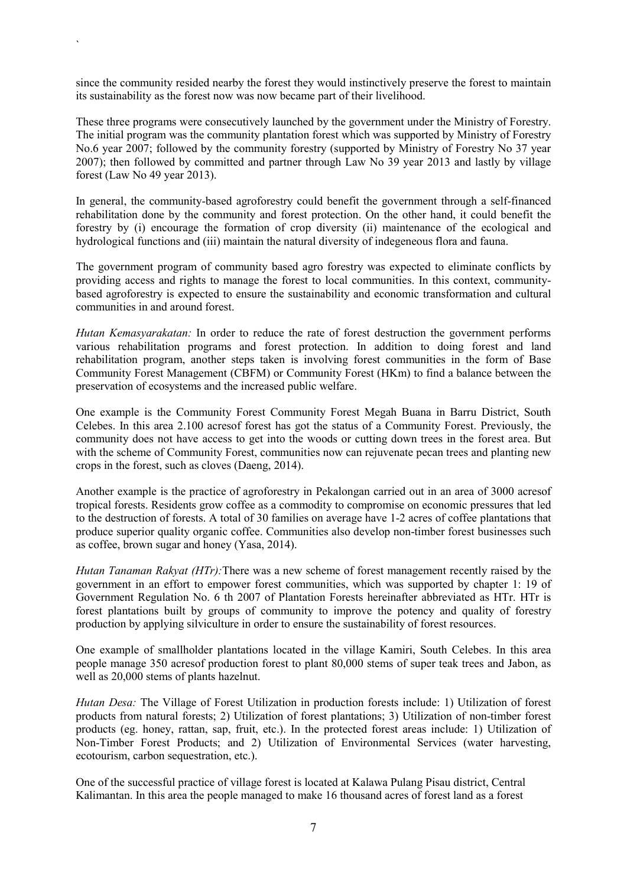since the community resided nearby the forest they would instinctively preserve the forest to maintain its sustainability as the forest now was now became part of their livelihood.

These three programs were consecutively launched by the government under the Ministry of Forestry. The initial program was the community plantation forest which was supported by Ministry of Forestry No.6 year 2007; followed by the community forestry (supported by Ministry of Forestry No 37 year 2007); then followed by committed and partner through Law No 39 year 2013 and lastly by village forest (Law No 49 year 2013).

In general, the community-based agroforestry could benefit the government through a self-financed rehabilitation done by the community and forest protection. On the other hand, it could benefit the forestry by (i) encourage the formation of crop diversity (ii) maintenance of the ecological and hydrological functions and (iii) maintain the natural diversity of indegeneous flora and fauna.

The government program of community based agro forestry was expected to eliminate conflicts by providing access and rights to manage the forest to local communities. In this context, community-based agroforestry is expected to ensure the sustainability and economic transformation and cultural communities in and around forest.

*Hutan Kemasyarakatan:* In order to reduce the rate of forest destruction the government performs various rehabilitation programs and forest protection. In addition to doing forest and land rehabilitation program, another steps taken is involving forest communities in the form of Base Community Forest Management (CBFM) or Community Forest (HKm) to find a balance between the preservation of ecosystems and the increased public welfare.

One example is the Community Forest Community Forest Megah Buana in Barru District, South Celebes. In this area 2.100 acresof forest has got the status of a Community Forest. Previously, the community does not have access to get into the woods or cutting down trees in the forest area. But with the scheme of Community Forest, communities now can rejuvenate pecan trees and planting new crops in the forest, such as cloves (Daeng, 2014).

Another example is the practice of agroforestry in Pekalongan carried out in an area of 3000 acresof tropical forests. Residents grow coffee as a commodity to compromise on economic pressures that led to the destruction of forests. A total of 30 families on average have 1-2 acres of coffee plantations that produce superior quality organic coffee. Communities also develop non-timber forest businesses such as coffee, brown sugar and honey (Yasa, 2014).

*Hutan Tanaman Rakyat (HTr):* There was a new scheme of forest management recently raised by the government in an effort to empower forest communities, which was supported by chapter 1: 19 of Government Regulation No. 6 th 2007 of Plantation Forests hereinafter abbreviated as HTr. HTr is forest plantations built by groups of community to improve the potency and quality of forestry production by applying silviculture in order to ensure the sustainability of forest resources.

One example of smallholder plantations located in the village Kamiri, South Celebes. In this area people manage 350 acresof production forest to plant 80,000 stems of super teak trees and Jabon, as well as 20,000 stems of plants hazelnut.

*Hutan Desa:* The Village of Forest Utilization in production forests include: 1) Utilization of forest products from natural forests; 2) Utilization of forest plantations; 3) Utilization of non-timber forest products (eg. honey, rattan, sap, fruit, etc.). In the protected forest areas include: 1) Utilization of Non-Timber Forest Products; and 2) Utilization of Environmental Services (water harvesting, ecotourism, carbon sequestration, etc.).

One of the successful practice of village forest is located at Kalawa Pulang Pisau district, Central Kalimantan. In this area the people managed to make 16 thousand acres of forest land as a forest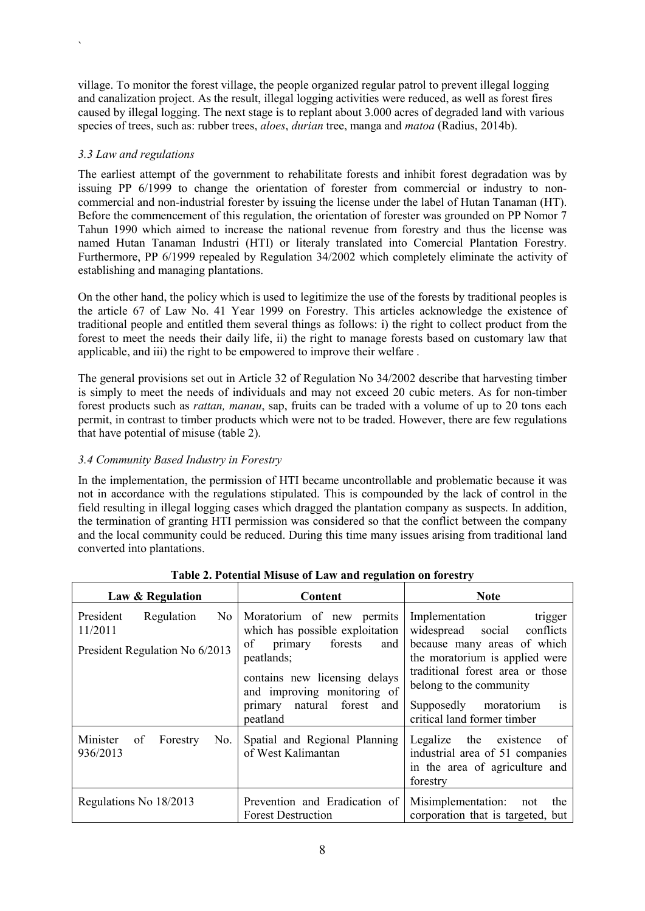village. To monitor the forest village, the people organized regular patrol to prevent illegal logging and canalization project. As the result, illegal logging activities were reduced, as well as forest fires caused by illegal logging. The next stage is to replant about 3.000 acres of degraded land with various species of trees, such as: rubber trees, *aloes*, *durian* tree, manga and *matoa* (Radius, 2014b).

### *3.3 Law and regulations*

The earliest attempt of the government to rehabilitate forests and inhibit forest degradation was by issuing PP 6/1999 to change the orientation of forester from commercial or industry to non-commercial and non-industrial forester by issuing the license under the label of Hutan Tanaman (HT). Before the commencement of this regulation, the orientation of forester was grounded on PP Nomor 7 Tahun 1990 which aimed to increase the national revenue from forestry and thus the license was named Hutan Tanaman Industri (HTI) or literaly translated into Comercial Plantation Forestry. Furthermore, PP 6/1999 repealed by Regulation 34/2002 which completely eliminate the activity of establishing and managing plantations.

On the other hand, the policy which is used to legitimize the use of the forests by traditional peoples is the article 67 of Law No. 41 Year 1999 on Forestry. This articles acknowledge the existence of traditional people and entitled them several things as follows: i) the right to collect product from the forest to meet the needs their daily life, ii) the right to manage forests based on customary law that applicable, and iii) the right to be empowered to improve their welfare .

The general provisions set out in Article 32 of Regulation No 34/2002 describe that harvesting timber is simply to meet the needs of individuals and may not exceed 20 cubic meters. As for non-timber forest products such as *rattan, manau*, sap, fruits can be traded with a volume of up to 20 tons each permit, in contrast to timber products which were not to be traded. However, there are few regulations that have potential of misuse (table 2).

### *3.4 Community Based Industry in Forestry*

In the implementation, the permission of HTI became uncontrollable and problematic because it was not in accordance with the regulations stipulated. This is compounded by the lack of control in the field resulting in illegal logging cases which dragged the plantation company as suspects. In addition, the termination of granting HTI permission was considered so that the conflict between the company and the local community could be reduced. During this time many issues arising from traditional land converted into plantations.

**Table 2. Potential Misuse of Law and regulation on forestry**

| Law & Regulation | Content | Note |
| --- | --- | --- |
| President Regulation No 11/2011<br>President Regulation No 6/2013 | Moratorium of new permits which has possible exploitation of primary forests and peatlands;<br>contains new licensing delays and improving monitoring of primary natural forest and peatland | Implementation trigger widespread social conflicts because many areas of which the moratorium is applied were traditional forest area or those belong to the community<br>Supposedly moratorium is critical land former timber |
| Minister of Forestry No. 936/2013 | Spatial and Regional Planning of West Kalimantan | Legalize the existence of industrial area of 51 companies in the area of agriculture and forestry |
| Regulations No 18/2013 | Prevention and Eradication of Forest Destruction | Misimplementation: not the corporation that is targeted, but |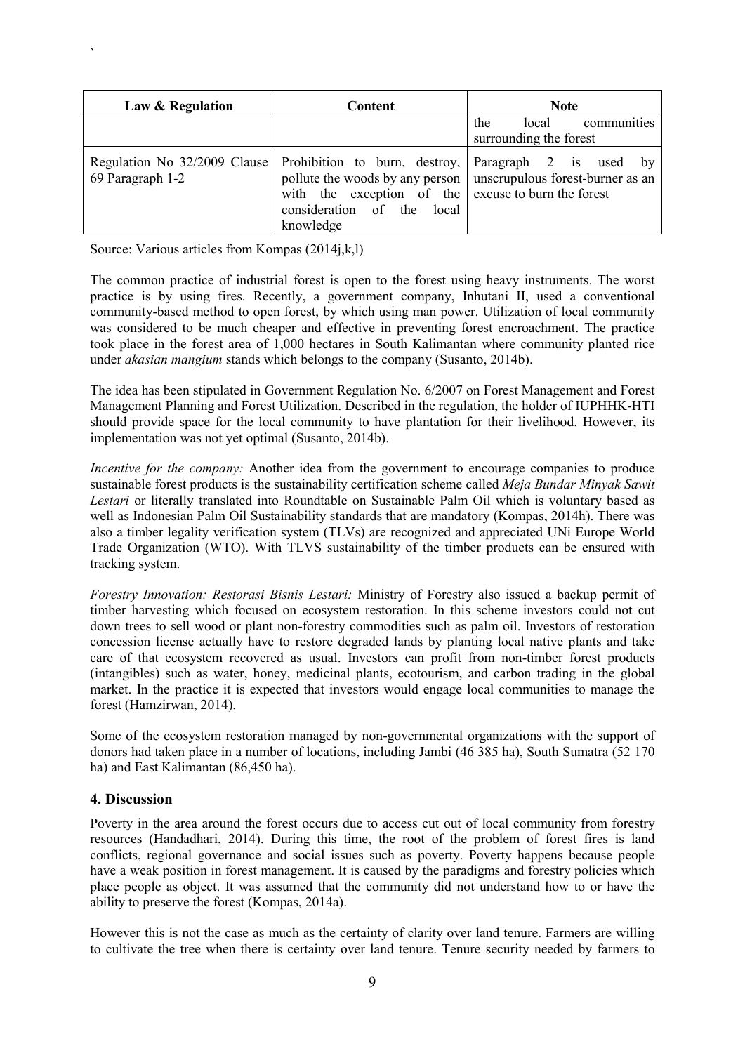| Law & Regulation | Content | Note |
|---|---|---|
| | | the local communities surrounding the forest |
| Regulation No 32/2009 Clause 69 Paragraph 1-2 | Prohibition to burn, destroy, pollute the woods by any person with the exception of the consideration of the local knowledge | Paragraph 2 is used by unscrupulous forest-burner as an excuse to burn the forest |

Source: Various articles from Kompas (2014j,k,l)

The common practice of industrial forest is open to the forest using heavy instruments. The worst practice is by using fires. Recently, a government company, Inhutani II, used a conventional community-based method to open forest, by which using man power. Utilization of local community was considered to be much cheaper and effective in preventing forest encroachment. The practice took place in the forest area of 1,000 hectares in South Kalimantan where community planted rice under *akasian mangium* stands which belongs to the company (Susanto, 2014b).

The idea has been stipulated in Government Regulation No. 6/2007 on Forest Management and Forest Management Planning and Forest Utilization. Described in the regulation, the holder of IUPHHK-HTI should provide space for the local community to have plantation for their livelihood. However, its implementation was not yet optimal (Susanto, 2014b).

*Incentive for the company:* Another idea from the government to encourage companies to produce sustainable forest products is the sustainability certification scheme called *Meja Bundar Minyak Sawit Lestari* or literally translated into Roundtable on Sustainable Palm Oil which is voluntary based as well as Indonesian Palm Oil Sustainability standards that are mandatory (Kompas, 2014h). There was also a timber legality verification system (TLVs) are recognized and appreciated UNi Europe World Trade Organization (WTO). With TLVS sustainability of the timber products can be ensured with tracking system.

*Forestry Innovation: Restorasi Bisnis Lestari:* Ministry of Forestry also issued a backup permit of timber harvesting which focused on ecosystem restoration. In this scheme investors could not cut down trees to sell wood or plant non-forestry commodities such as palm oil. Investors of restoration concession license actually have to restore degraded lands by planting local native plants and take care of that ecosystem recovered as usual. Investors can profit from non-timber forest products (intangibles) such as water, honey, medicinal plants, ecotourism, and carbon trading in the global market. In the practice it is expected that investors would engage local communities to manage the forest (Hamzirwan, 2014).

Some of the ecosystem restoration managed by non-governmental organizations with the support of donors had taken place in a number of locations, including Jambi (46 385 ha), South Sumatra (52 170 ha) and East Kalimantan (86,450 ha).

## 4. Discussion

Poverty in the area around the forest occurs due to access cut out of local community from forestry resources (Handadhari, 2014). During this time, the root of the problem of forest fires is land conflicts, regional governance and social issues such as poverty. Poverty happens because people have a weak position in forest management. It is caused by the paradigms and forestry policies which place people as object. It was assumed that the community did not understand how to or have the ability to preserve the forest (Kompas, 2014a).

However this is not the case as much as the certainty of clarity over land tenure. Farmers are willing to cultivate the tree when there is certainty over land tenure. Tenure security needed by farmers to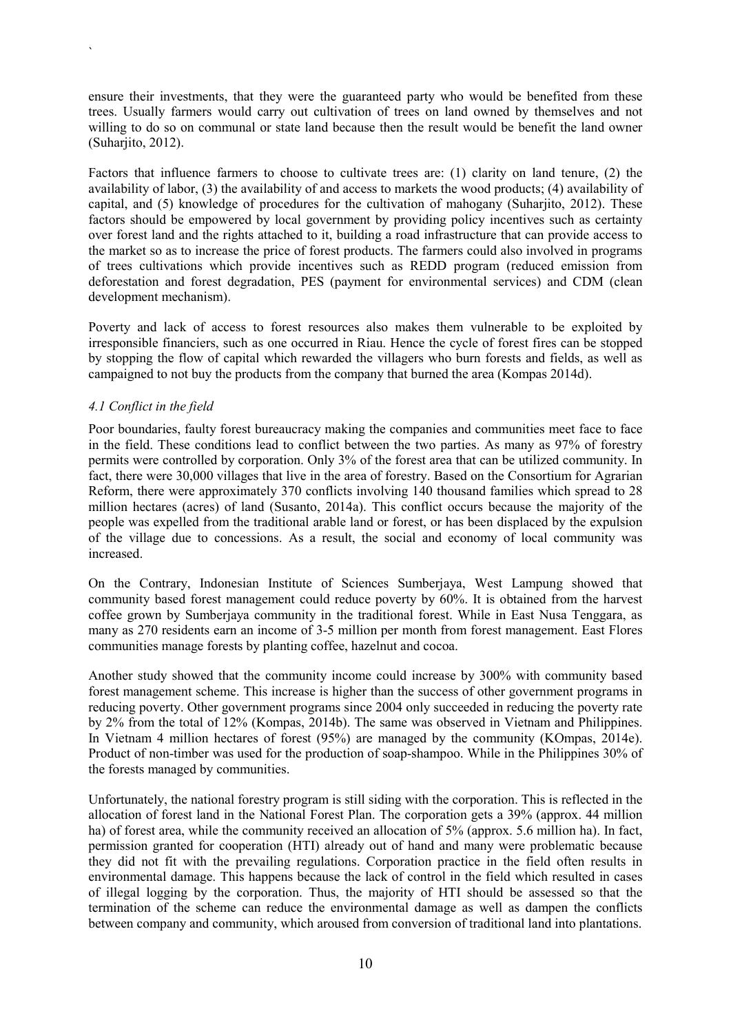ensure their investments, that they were the guaranteed party who would be benefited from these trees. Usually farmers would carry out cultivation of trees on land owned by themselves and not willing to do so on communal or state land because then the result would be benefit the land owner (Suharjito, 2012).

Factors that influence farmers to choose to cultivate trees are: (1) clarity on land tenure, (2) the availability of labor, (3) the availability of and access to markets the wood products; (4) availability of capital, and (5) knowledge of procedures for the cultivation of mahogany (Suharjito, 2012). These factors should be empowered by local government by providing policy incentives such as certainty over forest land and the rights attached to it, building a road infrastructure that can provide access to the market so as to increase the price of forest products. The farmers could also involved in programs of trees cultivations which provide incentives such as REDD program (reduced emission from deforestation and forest degradation, PES (payment for environmental services) and CDM (clean development mechanism).

Poverty and lack of access to forest resources also makes them vulnerable to be exploited by irresponsible financiers, such as one occurred in Riau. Hence the cycle of forest fires can be stopped by stopping the flow of capital which rewarded the villagers who burn forests and fields, as well as campaigned to not buy the products from the company that burned the area (Kompas 2014d).

### *4.1 Conflict in the field*

Poor boundaries, faulty forest bureaucracy making the companies and communities meet face to face in the field. These conditions lead to conflict between the two parties. As many as 97% of forestry permits were controlled by corporation. Only 3% of the forest area that can be utilized community. In fact, there were 30,000 villages that live in the area of forestry. Based on the Consortium for Agrarian Reform, there were approximately 370 conflicts involving 140 thousand families which spread to 28 million hectares (acres) of land (Susanto, 2014a). This conflict occurs because the majority of the people was expelled from the traditional arable land or forest, or has been displaced by the expulsion of the village due to concessions. As a result, the social and economy of local community was increased.

On the Contrary, Indonesian Institute of Sciences Sumberjaya, West Lampung showed that community based forest management could reduce poverty by 60%. It is obtained from the harvest coffee grown by Sumberjaya community in the traditional forest. While in East Nusa Tenggara, as many as 270 residents earn an income of 3-5 million per month from forest management. East Flores communities manage forests by planting coffee, hazelnut and cocoa.

Another study showed that the community income could increase by 300% with community based forest management scheme. This increase is higher than the success of other government programs in reducing poverty. Other government programs since 2004 only succeeded in reducing the poverty rate by 2% from the total of 12% (Kompas, 2014b). The same was observed in Vietnam and Philippines. In Vietnam 4 million hectares of forest (95%) are managed by the community (KOmpas, 2014e). Product of non-timber was used for the production of soap-shampoo. While in the Philippines 30% of the forests managed by communities.

Unfortunately, the national forestry program is still siding with the corporation. This is reflected in the allocation of forest land in the National Forest Plan. The corporation gets a 39% (approx. 44 million ha) of forest area, while the community received an allocation of 5% (approx. 5.6 million ha). In fact, permission granted for cooperation (HTI) already out of hand and many were problematic because they did not fit with the prevailing regulations. Corporation practice in the field often results in environmental damage. This happens because the lack of control in the field which resulted in cases of illegal logging by the corporation. Thus, the majority of HTI should be assessed so that the termination of the scheme can reduce the environmental damage as well as dampen the conflicts between company and community, which aroused from conversion of traditional land into plantations.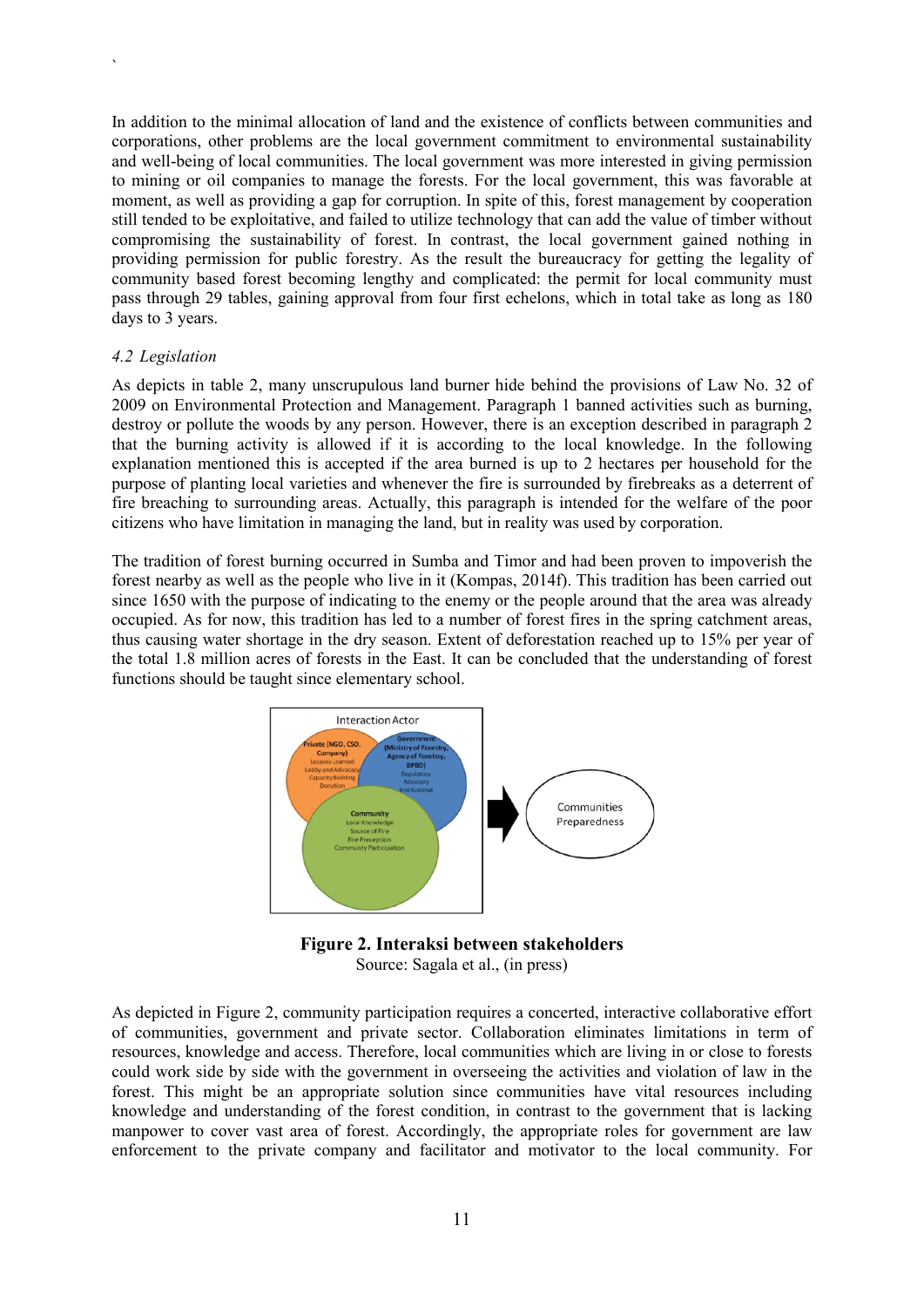In addition to the minimal allocation of land and the existence of conflicts between communities and corporations, other problems are the local government commitment to environmental sustainability and well-being of local communities. The local government was more interested in giving permission to mining or oil companies to manage the forests. For the local government, this was favorable at moment, as well as providing a gap for corruption. In spite of this, forest management by cooperation still tended to be exploitative, and failed to utilize technology that can add the value of timber without compromising the sustainability of forest. In contrast, the local government gained nothing in providing permission for public forestry. As the result the bureaucracy for getting the legality of community based forest becoming lengthy and complicated: the permit for local community must pass through 29 tables, gaining approval from four first echelons, which in total take as long as 180 days to 3 years.

*4.2 Legislation*

As depicts in table 2, many unscrupulous land burner hide behind the provisions of Law No. 32 of 2009 on Environmental Protection and Management. Paragraph 1 banned activities such as burning, destroy or pollute the woods by any person. However, there is an exception described in paragraph 2 that the burning activity is allowed if it is according to the local knowledge. In the following explanation mentioned this is accepted if the area burned is up to 2 hectares per household for the purpose of planting local varieties and whenever the fire is surrounded by firebreaks as a deterrent of fire breaching to surrounding areas. Actually, this paragraph is intended for the welfare of the poor citizens who have limitation in managing the land, but in reality was used by corporation.

The tradition of forest burning occurred in Sumba and Timor and had been proven to impoverish the forest nearby as well as the people who live in it (Kompas, 2014f). This tradition has been carried out since 1650 with the purpose of indicating to the enemy or the people around that the area was already occupied. As for now, this tradition has led to a number of forest fires in the spring catchment areas, thus causing water shortage in the dry season. Extent of deforestation reached up to 15% per year of the total 1.8 million acres of forests in the East. It can be concluded that the understanding of forest functions should be taught since elementary school.

**Figure 2. Interaksi between stakeholders**
Source: Sagala et al., (in press)

As depicted in Figure 2, community participation requires a concerted, interactive collaborative effort of communities, government and private sector. Collaboration eliminates limitations in term of resources, knowledge and access. Therefore, local communities which are living in or close to forests could work side by side with the government in overseeing the activities and violation of law in the forest. This might be an appropriate solution since communities have vital resources including knowledge and understanding of the forest condition, in contrast to the government that is lacking manpower to cover vast area of forest. Accordingly, the appropriate roles for government are law enforcement to the private company and facilitator and motivator to the local community. For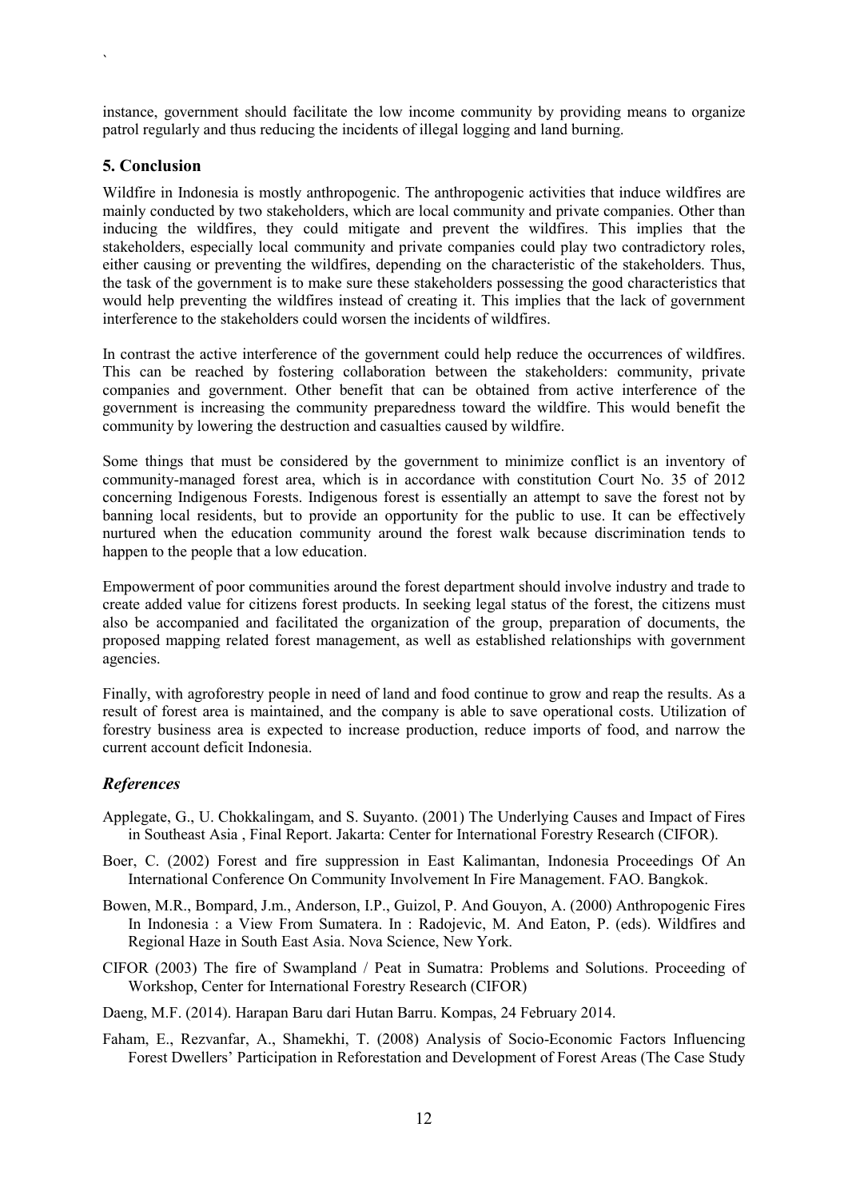instance, government should facilitate the low income community by providing means to organize patrol regularly and thus reducing the incidents of illegal logging and land burning.

## 5. Conclusion

Wildfire in Indonesia is mostly anthropogenic. The anthropogenic activities that induce wildfires are mainly conducted by two stakeholders, which are local community and private companies. Other than inducing the wildfires, they could mitigate and prevent the wildfires. This implies that the stakeholders, especially local community and private companies could play two contradictory roles, either causing or preventing the wildfires, depending on the characteristic of the stakeholders. Thus, the task of the government is to make sure these stakeholders possessing the good characteristics that would help preventing the wildfires instead of creating it. This implies that the lack of government interference to the stakeholders could worsen the incidents of wildfires.

In contrast the active interference of the government could help reduce the occurrences of wildfires. This can be reached by fostering collaboration between the stakeholders: community, private companies and government. Other benefit that can be obtained from active interference of the government is increasing the community preparedness toward the wildfire. This would benefit the community by lowering the destruction and casualties caused by wildfire.

Some things that must be considered by the government to minimize conflict is an inventory of community-managed forest area, which is in accordance with constitution Court No. 35 of 2012 concerning Indigenous Forests. Indigenous forest is essentially an attempt to save the forest not by banning local residents, but to provide an opportunity for the public to use. It can be effectively nurtured when the education community around the forest walk because discrimination tends to happen to the people that a low education.

Empowerment of poor communities around the forest department should involve industry and trade to create added value for citizens forest products. In seeking legal status of the forest, the citizens must also be accompanied and facilitated the organization of the group, preparation of documents, the proposed mapping related forest management, as well as established relationships with government agencies.

Finally, with agroforestry people in need of land and food continue to grow and reap the results. As a result of forest area is maintained, and the company is able to save operational costs. Utilization of forestry business area is expected to increase production, reduce imports of food, and narrow the current account deficit Indonesia.

### *References*

Applegate, G., U. Chokkalingam, and S. Suyanto. (2001) The Underlying Causes and Impact of Fires in Southeast Asia , Final Report. Jakarta: Center for International Forestry Research (CIFOR).

Boer, C. (2002) Forest and fire suppression in East Kalimantan, Indonesia Proceedings Of An International Conference On Community Involvement In Fire Management. FAO. Bangkok.

Bowen, M.R., Bompard, J.m., Anderson, I.P., Guizol, P. And Gouyon, A. (2000) Anthropogenic Fires In Indonesia : a View From Sumatera. In : Radojevic, M. And Eaton, P. (eds). Wildfires and Regional Haze in South East Asia. Nova Science, New York.

CIFOR (2003) The fire of Swampland / Peat in Sumatra: Problems and Solutions. Proceeding of Workshop, Center for International Forestry Research (CIFOR)

Daeng, M.F. (2014). Harapan Baru dari Hutan Barru. Kompas, 24 February 2014.

Faham, E., Rezvanfar, A., Shamekhi, T. (2008) Analysis of Socio-Economic Factors Influencing Forest Dwellers' Participation in Reforestation and Development of Forest Areas (The Case Study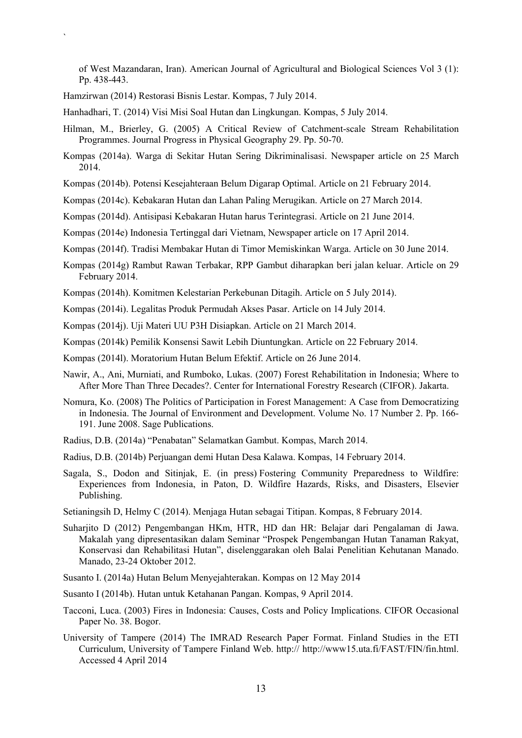of West Mazandaran, Iran). American Journal of Agricultural and Biological Sciences Vol 3 (1): Pp. 438-443.

Hamzirwan (2014) Restorasi Bisnis Lestar. Kompas, 7 July 2014.

Hanhadhari, T. (2014) Visi Misi Soal Hutan dan Lingkungan. Kompas, 5 July 2014.

Hilman, M., Brierley, G. (2005) A Critical Review of Catchment-scale Stream Rehabilitation Programmes. Journal Progress in Physical Geography 29. Pp. 50-70.

Kompas (2014a). Warga di Sekitar Hutan Sering Dikriminalisasi. Newspaper article on 25 March 2014.

Kompas (2014b). Potensi Kesejahteraan Belum Digarap Optimal. Article on 21 February 2014.

Kompas (2014c). Kebakaran Hutan dan Lahan Paling Merugikan. Article on 27 March 2014.

Kompas (2014d). Antisipasi Kebakaran Hutan harus Terintegrasi. Article on 21 June 2014.

Kompas (2014e) Indonesia Tertinggal dari Vietnam, Newspaper article on 17 April 2014.

Kompas (2014f). Tradisi Membakar Hutan di Timor Memiskinkan Warga. Article on 30 June 2014.

Kompas (2014g) Rambut Rawan Terbakar, RPP Gambut diharapkan beri jalan keluar. Article on 29 February 2014.

Kompas (2014h). Komitmen Kelestarian Perkebunan Ditagih. Article on 5 July 2014).

Kompas (2014i). Legalitas Produk Permudah Akses Pasar. Article on 14 July 2014.

Kompas (2014j). Uji Materi UU P3H Disiapkan. Article on 21 March 2014.

Kompas (2014k) Pemilik Konsensi Sawit Lebih Diuntungkan. Article on 22 February 2014.

Kompas (2014l). Moratorium Hutan Belum Efektif. Article on 26 June 2014.

Nawir, A., Ani, Murniati, and Rumboko, Lukas. (2007) Forest Rehabilitation in Indonesia; Where to After More Than Three Decades?. Center for International Forestry Research (CIFOR). Jakarta.

Nomura, Ko. (2008) The Politics of Participation in Forest Management: A Case from Democratizing in Indonesia. The Journal of Environment and Development. Volume No. 17 Number 2. Pp. 166-191. June 2008. Sage Publications.

Radius, D.B. (2014a) "Penabatan" Selamatkan Gambut. Kompas, March 2014.

Radius, D.B. (2014b) Perjuangan demi Hutan Desa Kalawa. Kompas, 14 February 2014.

Sagala, S., Dodon and Sitinjak, E. (in press) Fostering Community Preparedness to Wildfire: Experiences from Indonesia, in Paton, D. Wildfire Hazards, Risks, and Disasters, Elsevier Publishing.

Setianingsih D, Helmy C (2014). Menjaga Hutan sebagai Titipan. Kompas, 8 February 2014.

Suharjito D (2012) Pengembangan HKm, HTR, HD dan HR: Belajar dari Pengalaman di Jawa. Makalah yang dipresentasikan dalam Seminar "Prospek Pengembangan Hutan Tanaman Rakyat, Konservasi dan Rehabilitasi Hutan", diselenggarakan oleh Balai Penelitian Kehutanan Manado. Manado, 23-24 Oktober 2012.

Susanto I. (2014a) Hutan Belum Menyejahterakan. Kompas on 12 May 2014

Susanto I (2014b). Hutan untuk Ketahanan Pangan. Kompas, 9 April 2014.

Tacconi, Luca. (2003) Fires in Indonesia: Causes, Costs and Policy Implications. CIFOR Occasional Paper No. 38. Bogor.

University of Tampere (2014) The IMRAD Research Paper Format. Finland Studies in the ETI Curriculum, University of Tampere Finland Web. http:// http://www15.uta.fi/FAST/FIN/fin.html. Accessed 4 April 2014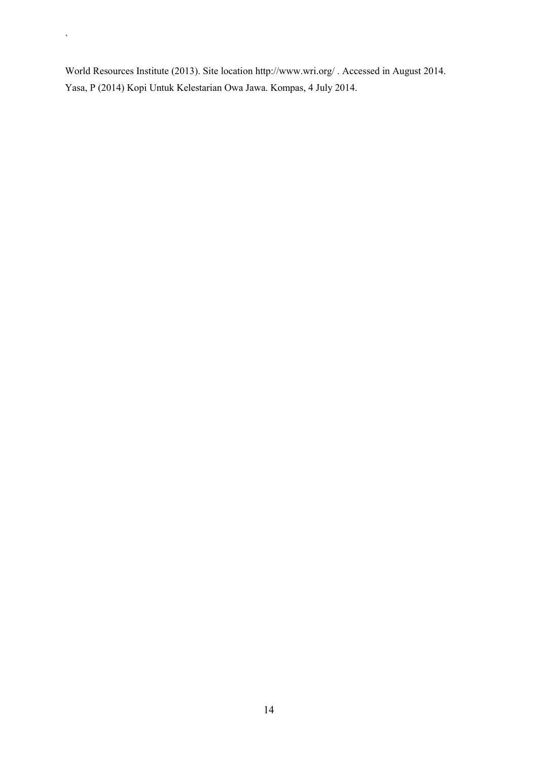World Resources Institute (2013). Site location http://www.wri.org/ . Accessed in August 2014.

Yasa, P (2014) Kopi Untuk Kelestarian Owa Jawa. Kompas, 4 July 2014.